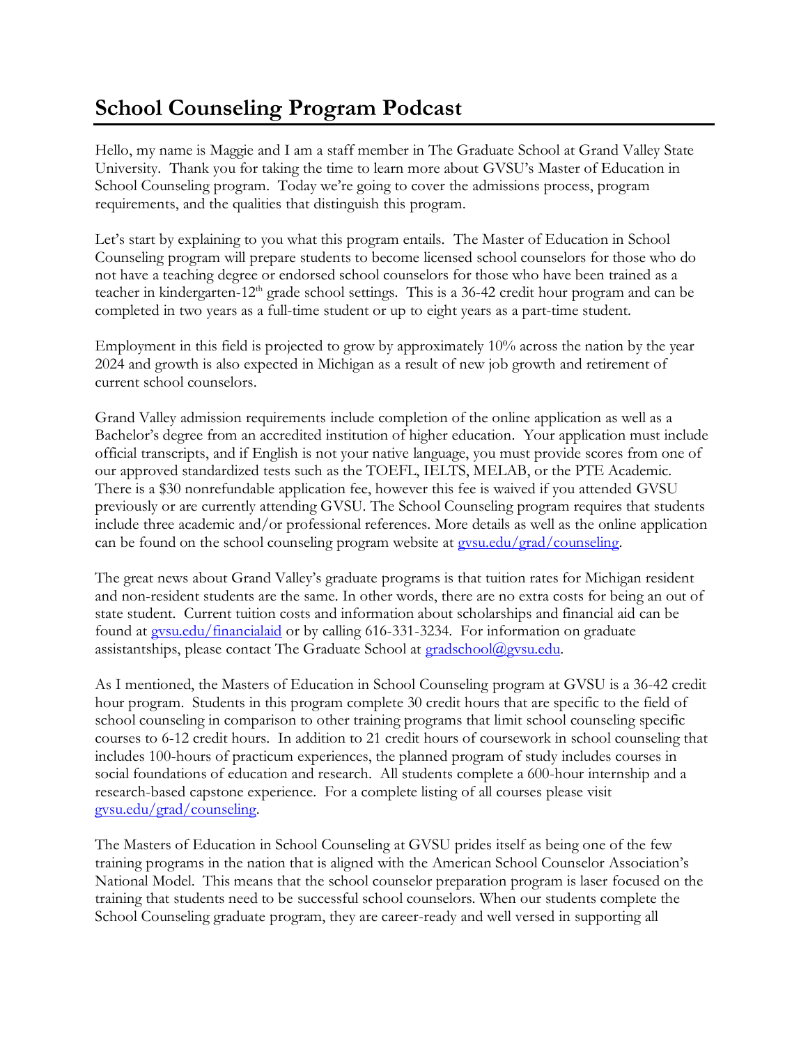# School Counseling Program Podcast

Hello, my name is Maggie and I am a staff member in The Graduate School at Grand Valley State University. Thank you for taking the time to learn more about GVSU's Master of Education in School Counseling program. Today we're going to cover the admissions process, program requirements, and the qualities that distinguish this program.

Let's start by explaining to you what this program entails. The Master of Education in School Counseling program will prepare students to become licensed school counselors for those who do not have a teaching degree or endorsed school counselors for those who have been trained as a teacher in kindergarten-12th grade school settings. This is a 36-42 credit hour program and can be completed in two years as a full-time student or up to eight years as a part-time student.

Employment in this field is projected to grow by approximately 10% across the nation by the year 2024 and growth is also expected in Michigan as a result of new job growth and retirement of current school counselors.

Grand Valley admission requirements include completion of the online application as well as a Bachelor's degree from an accredited institution of higher education. Your application must include official transcripts, and if English is not your native language, you must provide scores from one of our approved standardized tests such as the TOEFL, IELTS, MELAB, or the PTE Academic. There is a $30 nonrefundable application fee, however this fee is waived if you attended GVSU previously or are currently attending GVSU. The School Counseling program requires that students include three academic and/or professional references. More details as well as the online application can be found on the school counseling program website at [gvsu.edu/grad/counseling](gvsu.edu/grad/counseling).

The great news about Grand Valley's graduate programs is that tuition rates for Michigan resident and non-resident students are the same. In other words, there are no extra costs for being an out of state student. Current tuition costs and information about scholarships and financial aid can be found at [gvsu.edu/financialaid](gvsu.edu/financialaid) or by calling 616-331-3234. For information on graduate assistantships, please contact The Graduate School at [gradschool@gvsu.edu](mailto:gradschool@gvsu.edu).

As I mentioned, the Masters of Education in School Counseling program at GVSU is a 36-42 credit hour program. Students in this program complete 30 credit hours that are specific to the field of school counseling in comparison to other training programs that limit school counseling specific courses to 6-12 credit hours. In addition to 21 credit hours of coursework in school counseling that includes 100-hours of practicum experiences, the planned program of study includes courses in social foundations of education and research. All students complete a 600-hour internship and a research-based capstone experience. For a complete listing of all courses please visit [gvsu.edu/grad/counseling](gvsu.edu/grad/counseling).

The Masters of Education in School Counseling at GVSU prides itself as being one of the few training programs in the nation that is aligned with the American School Counselor Association's National Model. This means that the school counselor preparation program is laser focused on the training that students need to be successful school counselors. When our students complete the School Counseling graduate program, they are career-ready and well versed in supporting all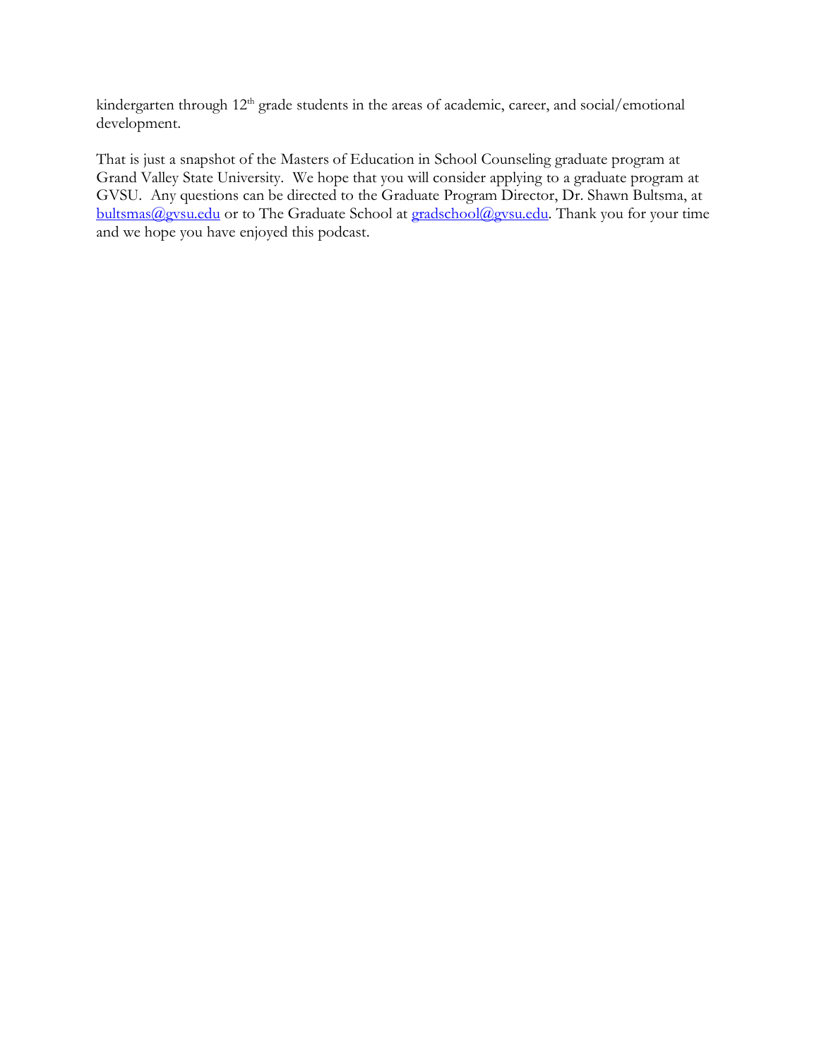kindergarten through 12[th] grade students in the areas of academic, career, and social/emotional development.

That is just a snapshot of the Masters of Education in School Counseling graduate program at Grand Valley State University. We hope that you will consider applying to a graduate program at GVSU. Any questions can be directed to the Graduate Program Director, Dr. Shawn Bultsma, at bultsmas@gvsu.edu or to The Graduate School at gradschool@gvsu.edu. Thank you for your time and we hope you have enjoyed this podcast.